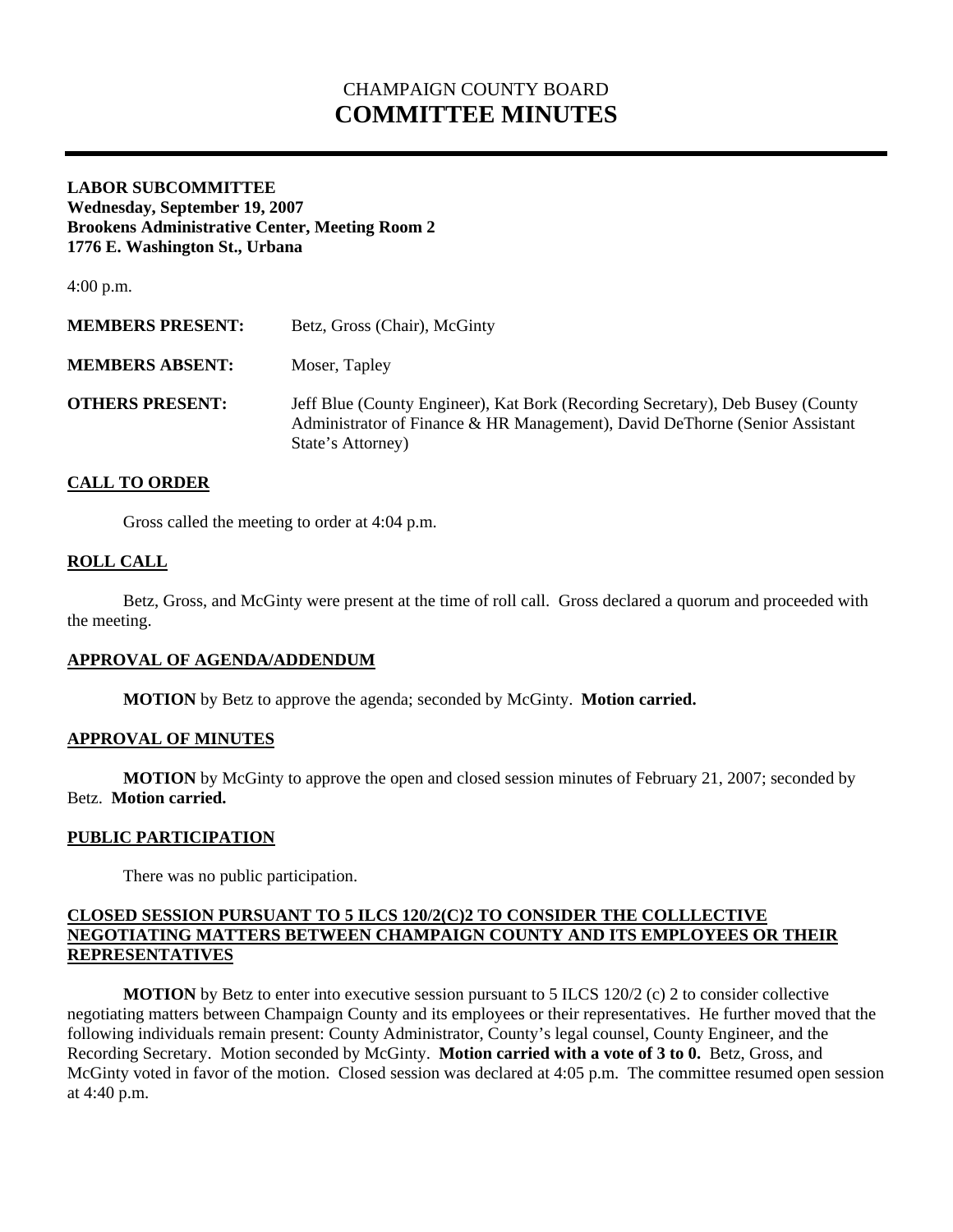# CHAMPAIGN COUNTY BOARD
# COMMITTEE MINUTES

**LABOR SUBCOMMITTEE**
**Wednesday, September 19, 2007**
**Brookens Administrative Center, Meeting Room 2**
**1776 E. Washington St., Urbana**

4:00 p.m.

**MEMBERS PRESENT:** Betz, Gross (Chair), McGinty

**MEMBERS ABSENT:** Moser, Tapley

**OTHERS PRESENT:** Jeff Blue (County Engineer), Kat Bork (Recording Secretary), Deb Busey (County Administrator of Finance & HR Management), David DeThorne (Senior Assistant State's Attorney)

## CALL TO ORDER

Gross called the meeting to order at 4:04 p.m.

## ROLL CALL

Betz, Gross, and McGinty were present at the time of roll call. Gross declared a quorum and proceeded with the meeting.

## APPROVAL OF AGENDA/ADDENDUM

**MOTION** by Betz to approve the agenda; seconded by McGinty. **Motion carried.**

## APPROVAL OF MINUTES

**MOTION** by McGinty to approve the open and closed session minutes of February 21, 2007; seconded by Betz. **Motion carried.**

## PUBLIC PARTICIPATION

There was no public participation.

## CLOSED SESSION PURSUANT TO 5 ILCS 120/2(C)2 TO CONSIDER THE COLLLECTIVE NEGOTIATING MATTERS BETWEEN CHAMPAIGN COUNTY AND ITS EMPLOYEES OR THEIR REPRESENTATIVES

**MOTION** by Betz to enter into executive session pursuant to 5 ILCS 120/2 (c) 2 to consider collective negotiating matters between Champaign County and its employees or their representatives. He further moved that the following individuals remain present: County Administrator, County's legal counsel, County Engineer, and the Recording Secretary. Motion seconded by McGinty. **Motion carried with a vote of 3 to 0.** Betz, Gross, and McGinty voted in favor of the motion. Closed session was declared at 4:05 p.m. The committee resumed open session at 4:40 p.m.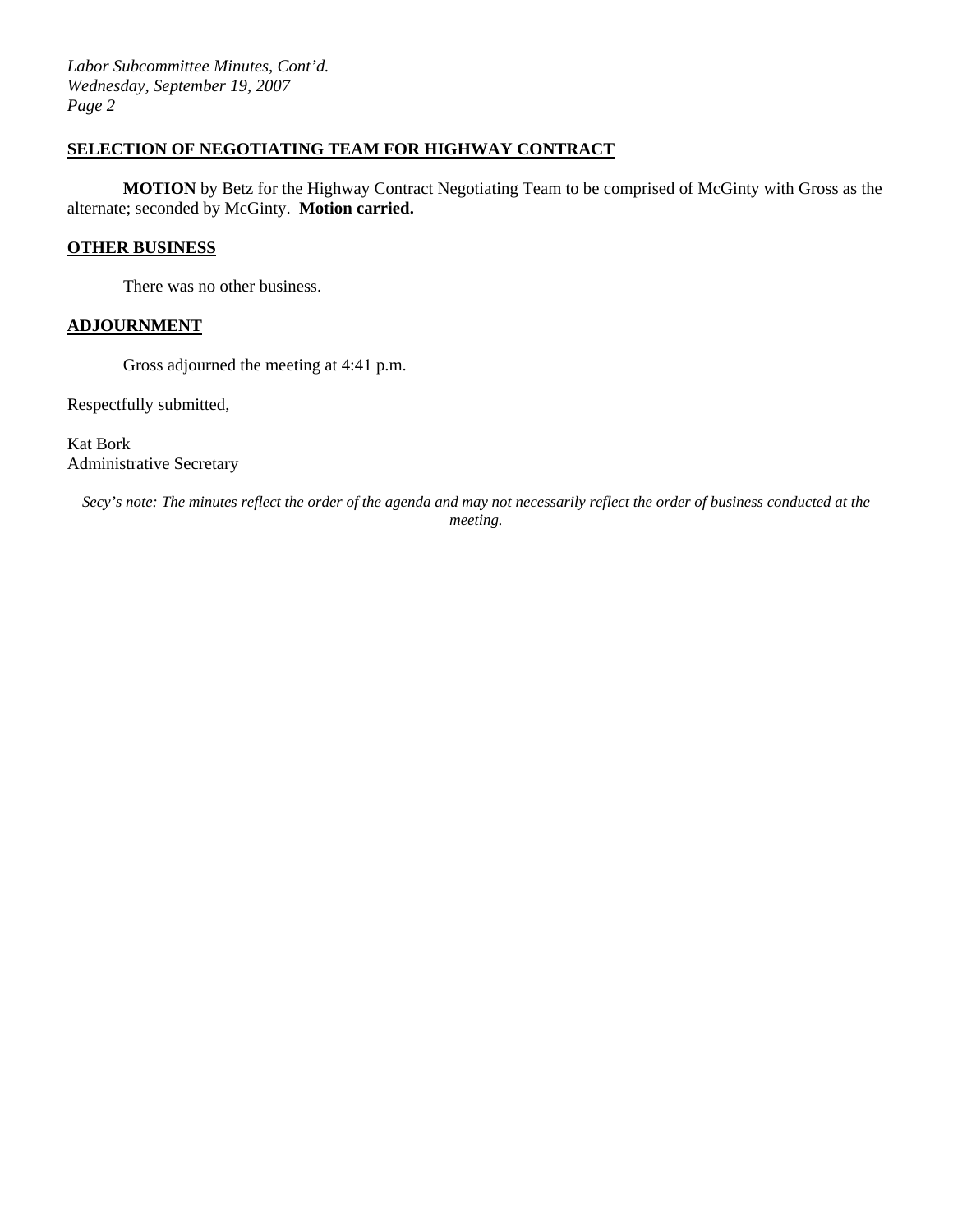## SELECTION OF NEGOTIATING TEAM FOR HIGHWAY CONTRACT

**MOTION** by Betz for the Highway Contract Negotiating Team to be comprised of McGinty with Gross as the alternate; seconded by McGinty. **Motion carried.**

## OTHER BUSINESS

There was no other business.

## ADJOURNMENT

Gross adjourned the meeting at 4:41 p.m.

Respectfully submitted,

Kat Bork
Administrative Secretary

*Secy's note: The minutes reflect the order of the agenda and may not necessarily reflect the order of business conducted at the meeting.*